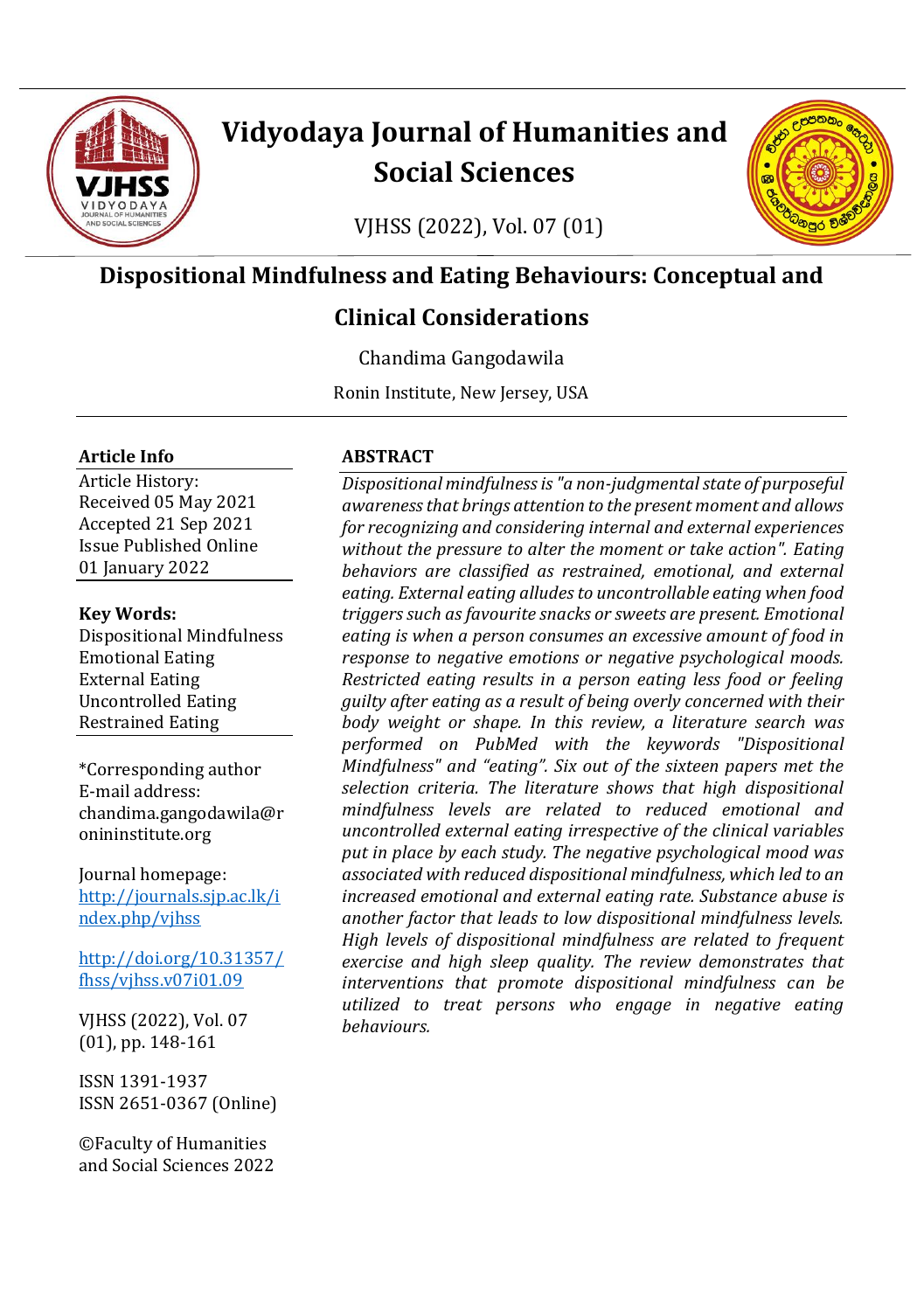# Vidyodaya Journal of Humanities and Social Sciences

VJHSS (2022), Vol. 07 (01)

## Dispositional Mindfulness and Eating Behaviours: Conceptual and Clinical Considerations

Chandima Gangodawila

Ronin Institute, New Jersey, USA

**Article Info**

Article History:
Received 05 May 2021
Accepted 21 Sep 2021
Issue Published Online 01 January 2022

**Key Words:**
Dispositional Mindfulness
Emotional Eating
External Eating
Uncontrolled Eating
Restrained Eating

*Corresponding author
E-mail address: chandima.gangodawila@roninInstitute.org

Journal homepage: http://journals.sjp.ac.lk/index.php/vjhss

http://doi.org/10.31357/fhss/vjhss.v07i01.09

VJHSS (2022), Vol. 07 (01), pp. 148-161

ISSN 1391-1937
ISSN 2651-0367 (Online)

©Faculty of Humanities and Social Sciences 2022

**ABSTRACT**

*Dispositional mindfulness is "a non-judgmental state of purposeful awareness that brings attention to the present moment and allows for recognizing and considering internal and external experiences without the pressure to alter the moment or take action". Eating behaviors are classified as restrained, emotional, and external eating. External eating alludes to uncontrollable eating when food triggers such as favourite snacks or sweets are present. Emotional eating is when a person consumes an excessive amount of food in response to negative emotions or negative psychological moods. Restricted eating results in a person eating less food or feeling guilty after eating as a result of being overly concerned with their body weight or shape. In this review, a literature search was performed on PubMed with the keywords "Dispositional Mindfulness" and "eating". Six out of the sixteen papers met the selection criteria. The literature shows that high dispositional mindfulness levels are related to reduced emotional and uncontrolled external eating irrespective of the clinical variables put in place by each study. The negative psychological mood was associated with reduced dispositional mindfulness, which led to an increased emotional and external eating rate. Substance abuse is another factor that leads to low dispositional mindfulness levels. High levels of dispositional mindfulness are related to frequent exercise and high sleep quality. The review demonstrates that interventions that promote dispositional mindfulness can be utilized to treat persons who engage in negative eating behaviours.*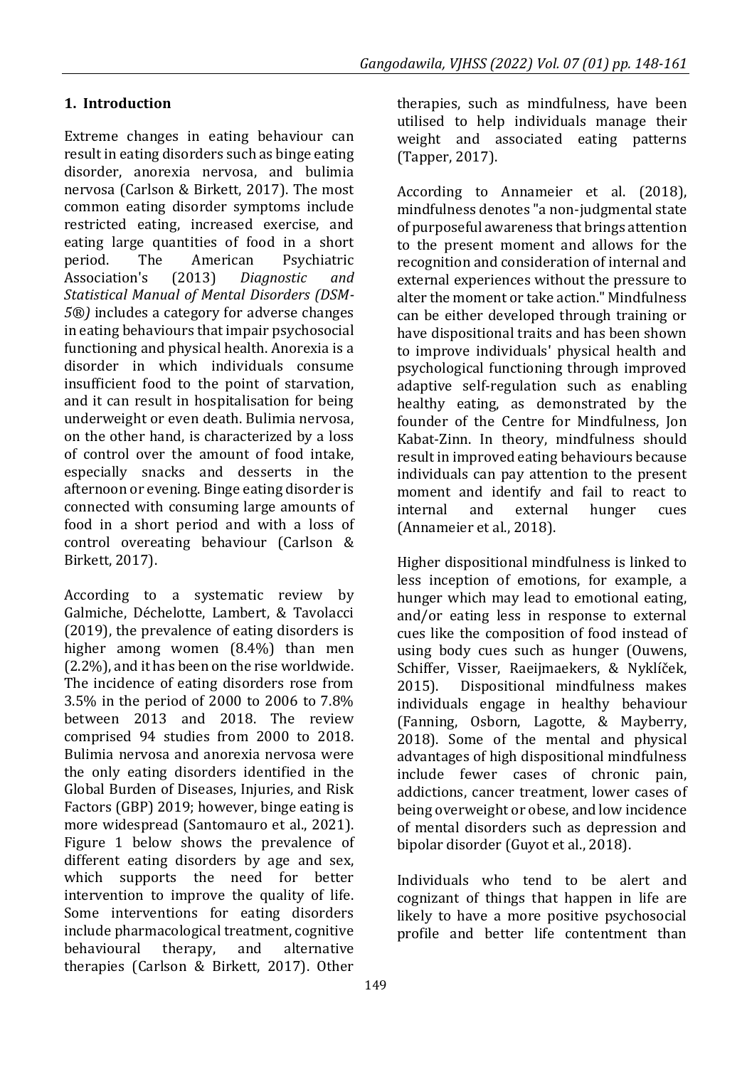## 1. Introduction

Extreme changes in eating behaviour can result in eating disorders such as binge eating disorder, anorexia nervosa, and bulimia nervosa (Carlson & Birkett, 2017). The most common eating disorder symptoms include restricted eating, increased exercise, and eating large quantities of food in a short period. The American Psychiatric Association's (2013) *Diagnostic and Statistical Manual of Mental Disorders (DSM-5®)* includes a category for adverse changes in eating behaviours that impair psychosocial functioning and physical health. Anorexia is a disorder in which individuals consume insufficient food to the point of starvation, and it can result in hospitalisation for being underweight or even death. Bulimia nervosa, on the other hand, is characterized by a loss of control over the amount of food intake, especially snacks and desserts in the afternoon or evening. Binge eating disorder is connected with consuming large amounts of food in a short period and with a loss of control overeating behaviour (Carlson & Birkett, 2017).

According to a systematic review by Galmiche, Déchelotte, Lambert, & Tavolacci (2019), the prevalence of eating disorders is higher among women (8.4%) than men (2.2%), and it has been on the rise worldwide. The incidence of eating disorders rose from 3.5% in the period of 2000 to 2006 to 7.8% between 2013 and 2018. The review comprised 94 studies from 2000 to 2018. Bulimia nervosa and anorexia nervosa were the only eating disorders identified in the Global Burden of Diseases, Injuries, and Risk Factors (GBP) 2019; however, binge eating is more widespread (Santomauro et al., 2021). Figure 1 below shows the prevalence of different eating disorders by age and sex, which supports the need for better intervention to improve the quality of life. Some interventions for eating disorders include pharmacological treatment, cognitive behavioural therapy, and alternative therapies (Carlson & Birkett, 2017). Other therapies, such as mindfulness, have been utilised to help individuals manage their weight and associated eating patterns (Tapper, 2017).

According to Annameier et al. (2018), mindfulness denotes "a non-judgmental state of purposeful awareness that brings attention to the present moment and allows for the recognition and consideration of internal and external experiences without the pressure to alter the moment or take action." Mindfulness can be either developed through training or have dispositional traits and has been shown to improve individuals' physical health and psychological functioning through improved adaptive self-regulation such as enabling healthy eating, as demonstrated by the founder of the Centre for Mindfulness, Jon Kabat-Zinn. In theory, mindfulness should result in improved eating behaviours because individuals can pay attention to the present moment and identify and fail to react to internal and external hunger cues (Annameier et al., 2018).

Higher dispositional mindfulness is linked to less inception of emotions, for example, a hunger which may lead to emotional eating, and/or eating less in response to external cues like the composition of food instead of using body cues such as hunger (Ouwens, Schiffer, Visser, Raeijmaekers, & Nyklíček, 2015). Dispositional mindfulness makes individuals engage in healthy behaviour (Fanning, Osborn, Lagotte, & Mayberry, 2018). Some of the mental and physical advantages of high dispositional mindfulness include fewer cases of chronic pain, addictions, cancer treatment, lower cases of being overweight or obese, and low incidence of mental disorders such as depression and bipolar disorder (Guyot et al., 2018).

Individuals who tend to be alert and cognizant of things that happen in life are likely to have a more positive psychosocial profile and better life contentment than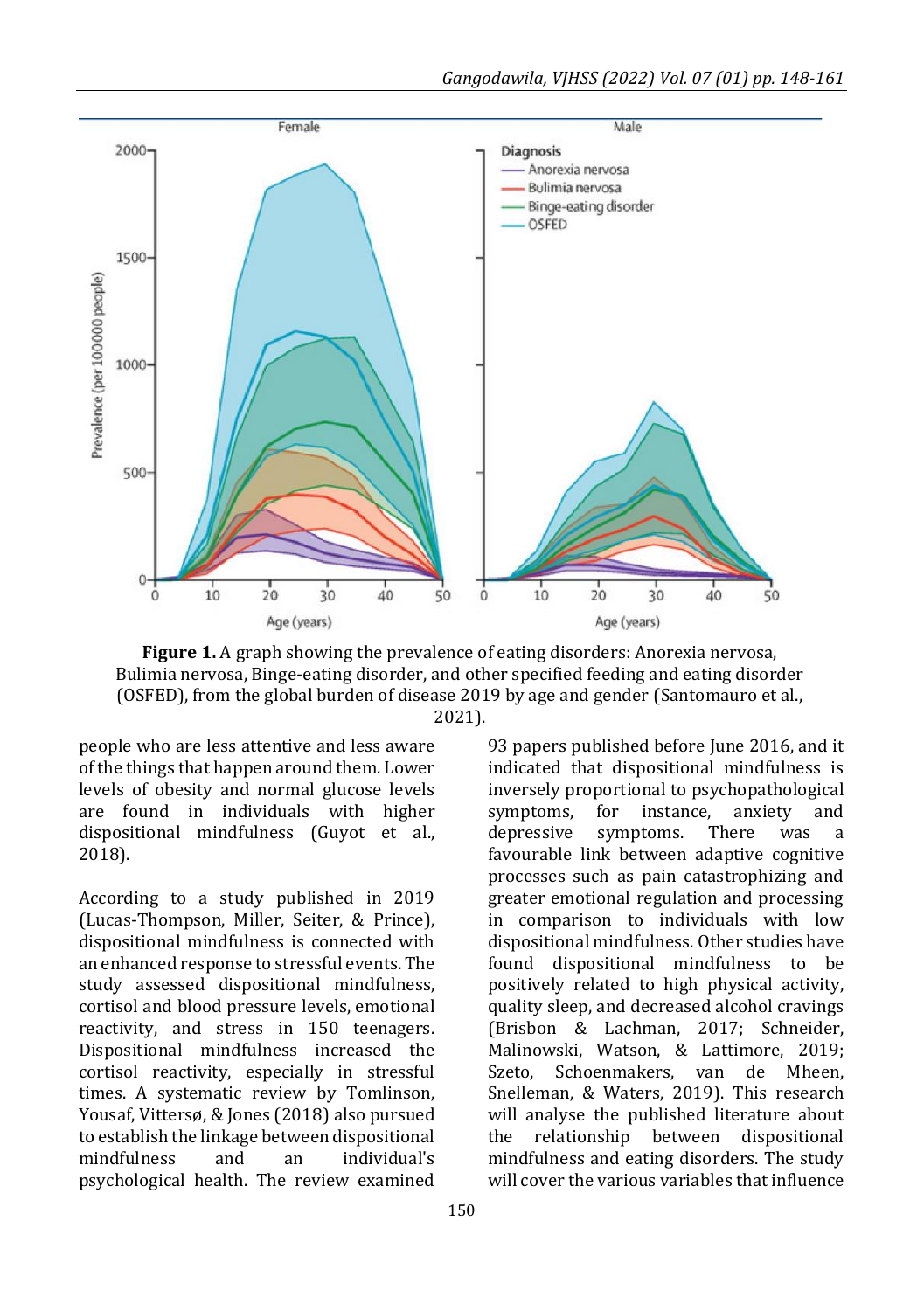**Figure 1.** A graph showing the prevalence of eating disorders: Anorexia nervosa, Bulimia nervosa, Binge-eating disorder, and other specified feeding and eating disorder (OSFED), from the global burden of disease 2019 by age and gender (Santomauro et al., 2021).

people who are less attentive and less aware of the things that happen around them. Lower levels of obesity and normal glucose levels are found in individuals with higher dispositional mindfulness (Guyot et al., 2018).

According to a study published in 2019 (Lucas-Thompson, Miller, Seiter, & Prince), dispositional mindfulness is connected with an enhanced response to stressful events. The study assessed dispositional mindfulness, cortisol and blood pressure levels, emotional reactivity, and stress in 150 teenagers. Dispositional mindfulness increased the cortisol reactivity, especially in stressful times. A systematic review by Tomlinson, Yousaf, Vittersø, & Jones (2018) also pursued to establish the linkage between dispositional mindfulness and an individual's psychological health. The review examined 93 papers published before June 2016, and it indicated that dispositional mindfulness is inversely proportional to psychopathological symptoms, for instance, anxiety and depressive symptoms. There was a favourable link between adaptive cognitive processes such as pain catastrophizing and greater emotional regulation and processing in comparison to individuals with low dispositional mindfulness. Other studies have found dispositional mindfulness to be positively related to high physical activity, quality sleep, and decreased alcohol cravings (Brisbon & Lachman, 2017; Schneider, Malinowski, Watson, & Lattimore, 2019; Szeto, Schoenmakers, van de Mheen, Snelleman, & Waters, 2019). This research will analyse the published literature about the relationship between dispositional mindfulness and eating disorders. The study will cover the various variables that influence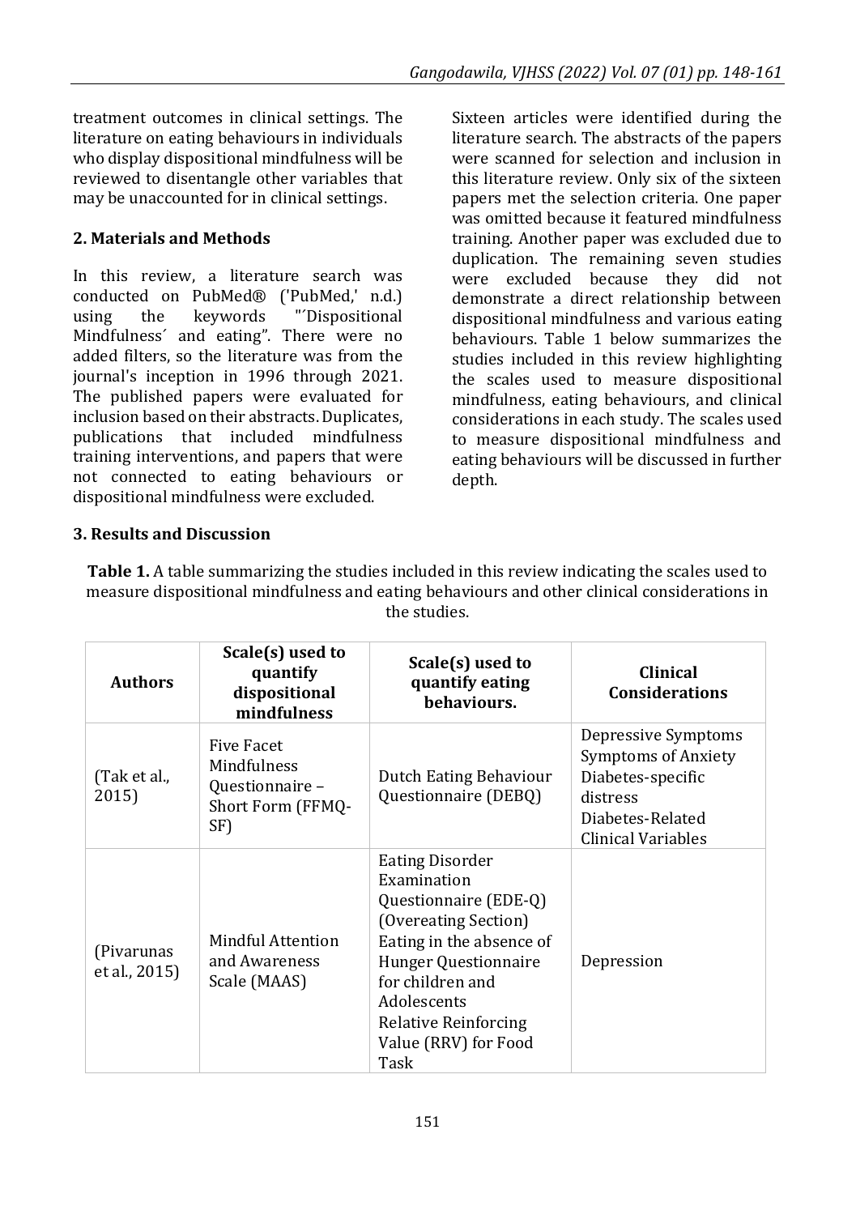treatment outcomes in clinical settings. The literature on eating behaviours in individuals who display dispositional mindfulness will be reviewed to disentangle other variables that may be unaccounted for in clinical settings.

## 2. Materials and Methods

In this review, a literature search was conducted on PubMed® ('PubMed,' n.d.) using the keywords "´Dispositional Mindfulness´ and eating". There were no added filters, so the literature was from the journal's inception in 1996 through 2021. The published papers were evaluated for inclusion based on their abstracts. Duplicates, publications that included mindfulness training interventions, and papers that were not connected to eating behaviours or dispositional mindfulness were excluded.

Sixteen articles were identified during the literature search. The abstracts of the papers were scanned for selection and inclusion in this literature review. Only six of the sixteen papers met the selection criteria. One paper was omitted because it featured mindfulness training. Another paper was excluded due to duplication. The remaining seven studies were excluded because they did not demonstrate a direct relationship between dispositional mindfulness and various eating behaviours. Table 1 below summarizes the studies included in this review highlighting the scales used to measure dispositional mindfulness, eating behaviours, and clinical considerations in each study. The scales used to measure dispositional mindfulness and eating behaviours will be discussed in further depth.

## 3. Results and Discussion

**Table 1.** A table summarizing the studies included in this review indicating the scales used to measure dispositional mindfulness and eating behaviours and other clinical considerations in the studies.

| Authors | Scale(s) used to quantify dispositional mindfulness | Scale(s) used to quantify eating behaviours. | Clinical Considerations |
|---|---|---|---|
| (Tak et al., 2015) | Five Facet Mindfulness Questionnaire – Short Form (FFMQ-SF) | Dutch Eating Behaviour Questionnaire (DEBQ) | Depressive Symptoms<br>Symptoms of Anxiety<br>Diabetes-specific distress<br>Diabetes-Related Clinical Variables |
| (Pivarunas et al., 2015) | Mindful Attention and Awareness Scale (MAAS) | Eating Disorder Examination Questionnaire (EDE-Q) (Overeating Section)<br>Eating in the absence of Hunger Questionnaire for children and Adolescents<br>Relative Reinforcing Value (RRV) for Food Task | Depression |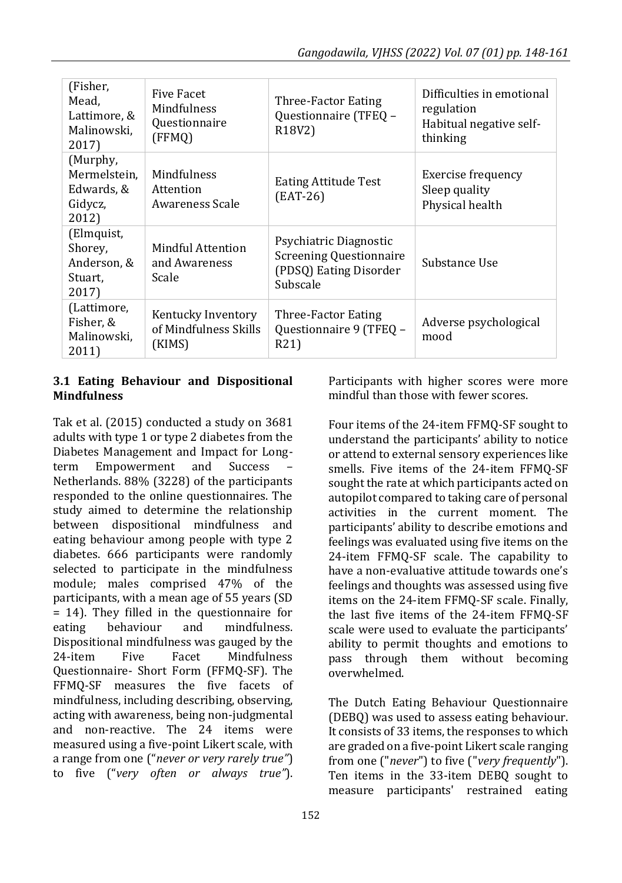| (Fisher, Mead, Lattimore, & Malinowski, 2017) | Five Facet Mindfulness Questionnaire (FFMQ) | Three-Factor Eating Questionnaire (TFEQ – R18V2) | Difficulties in emotional regulation<br>Habitual negative self-thinking |
|---|---|---|---|
| (Murphy, Mermelstein, Edwards, & Gidycz, 2012) | Mindfulness Attention Awareness Scale | Eating Attitude Test (EAT-26) | Exercise frequency<br>Sleep quality<br>Physical health |
| (Elmquist, Shorey, Anderson, & Stuart, 2017) | Mindful Attention and Awareness Scale | Psychiatric Diagnostic Screening Questionnaire (PDSQ) Eating Disorder Subscale | Substance Use |
| (Lattimore, Fisher, & Malinowski, 2011) | Kentucky Inventory of Mindfulness Skills (KIMS) | Three-Factor Eating Questionnaire 9 (TFEQ – R21) | Adverse psychological mood |

### 3.1 Eating Behaviour and Dispositional Mindfulness

Tak et al. (2015) conducted a study on 3681 adults with type 1 or type 2 diabetes from the Diabetes Management and Impact for Long-term Empowerment and Success – Netherlands. 88% (3228) of the participants responded to the online questionnaires. The study aimed to determine the relationship between dispositional mindfulness and eating behaviour among people with type 2 diabetes. 666 participants were randomly selected to participate in the mindfulness module; males comprised 47% of the participants, with a mean age of 55 years (SD = 14). They filled in the questionnaire for eating behaviour and mindfulness. Dispositional mindfulness was gauged by the 24-item Five Facet Mindfulness Questionnaire- Short Form (FFMQ-SF). The FFMQ-SF measures the five facets of mindfulness, including describing, observing, acting with awareness, being non-judgmental and non-reactive. The 24 items were measured using a five-point Likert scale, with a range from one (“*never or very rarely true”*) to five (“*very often or always true”*). Participants with higher scores were more mindful than those with fewer scores.

Four items of the 24-item FFMQ-SF sought to understand the participants’ ability to notice or attend to external sensory experiences like smells. Five items of the 24-item FFMQ-SF sought the rate at which participants acted on autopilot compared to taking care of personal activities in the current moment. The participants’ ability to describe emotions and feelings was evaluated using five items on the 24-item FFMQ-SF scale. The capability to have a non-evaluative attitude towards one’s feelings and thoughts was assessed using five items on the 24-item FFMQ-SF scale. Finally, the last five items of the 24-item FFMQ-SF scale were used to evaluate the participants’ ability to permit thoughts and emotions to pass through them without becoming overwhelmed.

The Dutch Eating Behaviour Questionnaire (DEBQ) was used to assess eating behaviour. It consists of 33 items, the responses to which are graded on a five-point Likert scale ranging from one ("*never*") to five ("*very frequently*"). Ten items in the 33-item DEBQ sought to measure participants' restrained eating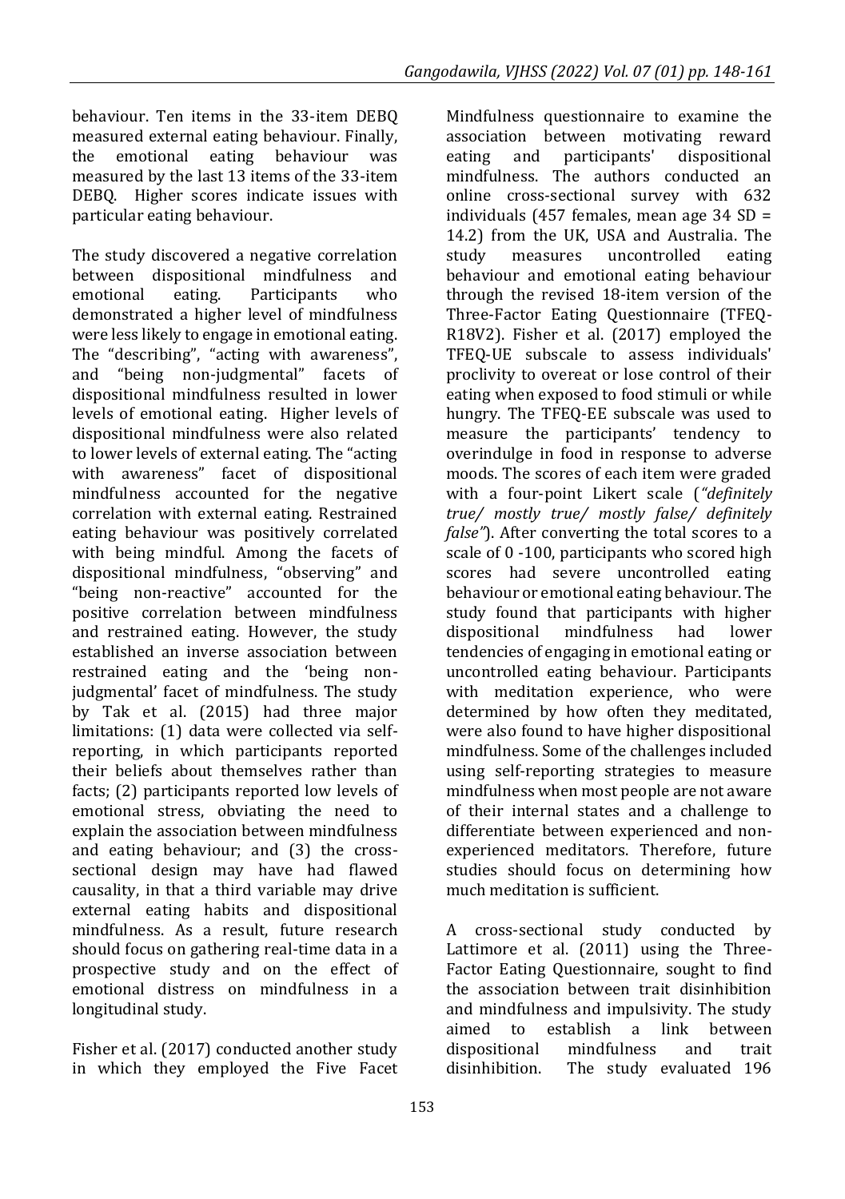behaviour. Ten items in the 33-item DEBQ measured external eating behaviour. Finally, the emotional eating behaviour was measured by the last 13 items of the 33-item DEBQ. Higher scores indicate issues with particular eating behaviour.

The study discovered a negative correlation between dispositional mindfulness and emotional eating. Participants who demonstrated a higher level of mindfulness were less likely to engage in emotional eating. The "describing", "acting with awareness", and "being non-judgmental" facets of dispositional mindfulness resulted in lower levels of emotional eating. Higher levels of dispositional mindfulness were also related to lower levels of external eating. The "acting with awareness" facet of dispositional mindfulness accounted for the negative correlation with external eating. Restrained eating behaviour was positively correlated with being mindful. Among the facets of dispositional mindfulness, "observing" and "being non-reactive" accounted for the positive correlation between mindfulness and restrained eating. However, the study established an inverse association between restrained eating and the 'being non-judgmental' facet of mindfulness. The study by Tak et al. (2015) had three major limitations: (1) data were collected via self-reporting, in which participants reported their beliefs about themselves rather than facts; (2) participants reported low levels of emotional stress, obviating the need to explain the association between mindfulness and eating behaviour; and (3) the cross-sectional design may have had flawed causality, in that a third variable may drive external eating habits and dispositional mindfulness. As a result, future research should focus on gathering real-time data in a prospective study and on the effect of emotional distress on mindfulness in a longitudinal study.

Fisher et al. (2017) conducted another study in which they employed the Five Facet Mindfulness questionnaire to examine the association between motivating reward eating and participants' dispositional mindfulness. The authors conducted an online cross-sectional survey with 632 individuals (457 females, mean age 34 SD = 14.2) from the UK, USA and Australia. The study measures uncontrolled eating behaviour and emotional eating behaviour through the revised 18-item version of the Three-Factor Eating Questionnaire (TFEQ-R18V2). Fisher et al. (2017) employed the TFEQ-UE subscale to assess individuals' proclivity to overeat or lose control of their eating when exposed to food stimuli or while hungry. The TFEQ-EE subscale was used to measure the participants' tendency to overindulge in food in response to adverse moods. The scores of each item were graded with a four-point Likert scale (*"definitely true/ mostly true/ mostly false/ definitely false"*). After converting the total scores to a scale of 0 -100, participants who scored high scores had severe uncontrolled eating behaviour or emotional eating behaviour. The study found that participants with higher dispositional mindfulness had lower tendencies of engaging in emotional eating or uncontrolled eating behaviour. Participants with meditation experience, who were determined by how often they meditated, were also found to have higher dispositional mindfulness. Some of the challenges included using self-reporting strategies to measure mindfulness when most people are not aware of their internal states and a challenge to differentiate between experienced and non-experienced meditators. Therefore, future studies should focus on determining how much meditation is sufficient.

A cross-sectional study conducted by Lattimore et al. (2011) using the Three-Factor Eating Questionnaire, sought to find the association between trait disinhibition and mindfulness and impulsivity. The study aimed to establish a link between dispositional mindfulness and trait disinhibition. The study evaluated 196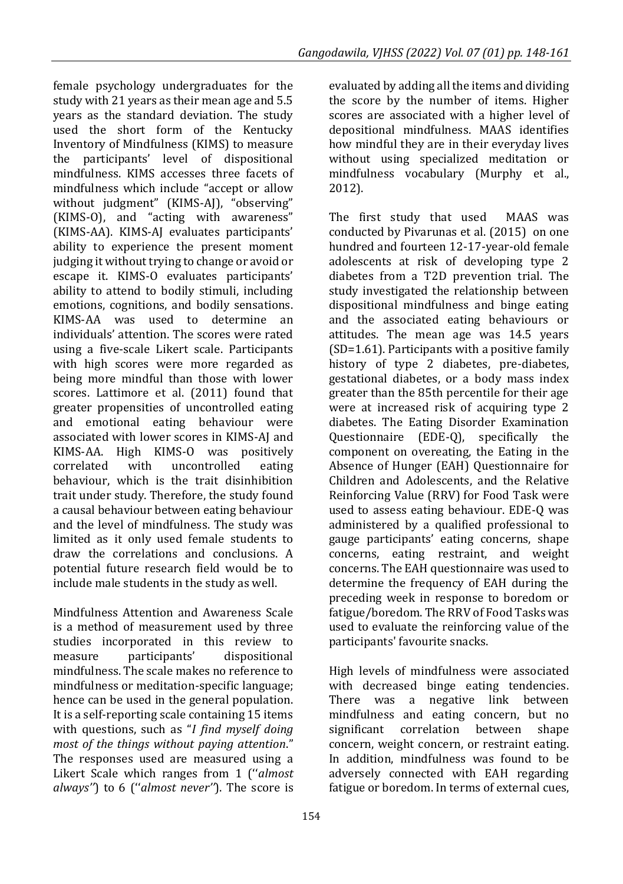female psychology undergraduates for the study with 21 years as their mean age and 5.5 years as the standard deviation. The study used the short form of the Kentucky Inventory of Mindfulness (KIMS) to measure the participants' level of dispositional mindfulness. KIMS accesses three facets of mindfulness which include "accept or allow without judgment" (KIMS-AJ), "observing" (KIMS-O), and "acting with awareness" (KIMS-AA). KIMS-AJ evaluates participants' ability to experience the present moment judging it without trying to change or avoid or escape it. KIMS-O evaluates participants' ability to attend to bodily stimuli, including emotions, cognitions, and bodily sensations. KIMS-AA was used to determine an individuals' attention. The scores were rated using a five-scale Likert scale. Participants with high scores were more regarded as being more mindful than those with lower scores. Lattimore et al. (2011) found that greater propensities of uncontrolled eating and emotional eating behaviour were associated with lower scores in KIMS-AJ and KIMS-AA. High KIMS-O was positively correlated with uncontrolled eating behaviour, which is the trait disinhibition trait under study. Therefore, the study found a causal behaviour between eating behaviour and the level of mindfulness. The study was limited as it only used female students to draw the correlations and conclusions. A potential future research field would be to include male students in the study as well.

Mindfulness Attention and Awareness Scale is a method of measurement used by three studies incorporated in this review to measure participants' dispositional mindfulness. The scale makes no reference to mindfulness or meditation-specific language; hence can be used in the general population. It is a self-reporting scale containing 15 items with questions, such as "*I find myself doing most of the things without paying attention*." The responses used are measured using a Likert Scale which ranges from 1 (''*almost always''*) to 6 (''*almost never''*). The score is evaluated by adding all the items and dividing the score by the number of items. Higher scores are associated with a higher level of depositional mindfulness. MAAS identifies how mindful they are in their everyday lives without using specialized meditation or mindfulness vocabulary (Murphy et al., 2012).

The first study that used MAAS was conducted by Pivarunas et al. (2015) on one hundred and fourteen 12-17-year-old female adolescents at risk of developing type 2 diabetes from a T2D prevention trial. The study investigated the relationship between dispositional mindfulness and binge eating and the associated eating behaviours or attitudes. The mean age was 14.5 years (SD=1.61). Participants with a positive family history of type 2 diabetes, pre-diabetes, gestational diabetes, or a body mass index greater than the 85th percentile for their age were at increased risk of acquiring type 2 diabetes. The Eating Disorder Examination Questionnaire (EDE-Q), specifically the component on overeating, the Eating in the Absence of Hunger (EAH) Questionnaire for Children and Adolescents, and the Relative Reinforcing Value (RRV) for Food Task were used to assess eating behaviour. EDE-Q was administered by a qualified professional to gauge participants' eating concerns, shape concerns, eating restraint, and weight concerns. The EAH questionnaire was used to determine the frequency of EAH during the preceding week in response to boredom or fatigue/boredom. The RRV of Food Tasks was used to evaluate the reinforcing value of the participants' favourite snacks.

High levels of mindfulness were associated with decreased binge eating tendencies. There was a negative link between mindfulness and eating concern, but no significant correlation between shape concern, weight concern, or restraint eating. In addition, mindfulness was found to be adversely connected with EAH regarding fatigue or boredom. In terms of external cues,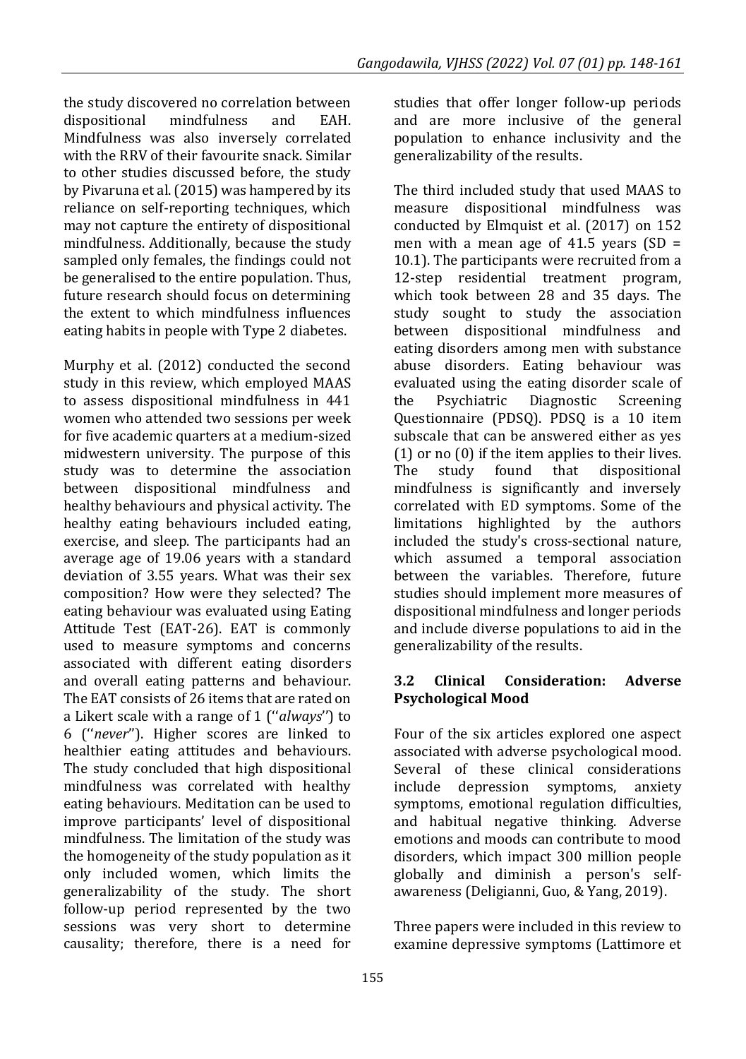the study discovered no correlation between dispositional mindfulness and EAH. Mindfulness was also inversely correlated with the RRV of their favourite snack. Similar to other studies discussed before, the study by Pivaruna et al. (2015) was hampered by its reliance on self-reporting techniques, which may not capture the entirety of dispositional mindfulness. Additionally, because the study sampled only females, the findings could not be generalised to the entire population. Thus, future research should focus on determining the extent to which mindfulness influences eating habits in people with Type 2 diabetes.

Murphy et al. (2012) conducted the second study in this review, which employed MAAS to assess dispositional mindfulness in 441 women who attended two sessions per week for five academic quarters at a medium-sized midwestern university. The purpose of this study was to determine the association between dispositional mindfulness and healthy behaviours and physical activity. The healthy eating behaviours included eating, exercise, and sleep. The participants had an average age of 19.06 years with a standard deviation of 3.55 years. What was their sex composition? How were they selected? The eating behaviour was evaluated using Eating Attitude Test (EAT-26). EAT is commonly used to measure symptoms and concerns associated with different eating disorders and overall eating patterns and behaviour. The EAT consists of 26 items that are rated on a Likert scale with a range of 1 (''*always*'') to 6 (''*never*''). Higher scores are linked to healthier eating attitudes and behaviours. The study concluded that high dispositional mindfulness was correlated with healthy eating behaviours. Meditation can be used to improve participants' level of dispositional mindfulness. The limitation of the study was the homogeneity of the study population as it only included women, which limits the generalizability of the study. The short follow-up period represented by the two sessions was very short to determine causality; therefore, there is a need for studies that offer longer follow-up periods and are more inclusive of the general population to enhance inclusivity and the generalizability of the results.

The third included study that used MAAS to measure dispositional mindfulness was conducted by Elmquist et al. (2017) on 152 men with a mean age of 41.5 years (SD = 10.1). The participants were recruited from a 12-step residential treatment program, which took between 28 and 35 days. The study sought to study the association between dispositional mindfulness and eating disorders among men with substance abuse disorders. Eating behaviour was evaluated using the eating disorder scale of the Psychiatric Diagnostic Screening Questionnaire (PDSQ). PDSQ is a 10 item subscale that can be answered either as yes (1) or no (0) if the item applies to their lives. The study found that dispositional mindfulness is significantly and inversely correlated with ED symptoms. Some of the limitations highlighted by the authors included the study's cross-sectional nature, which assumed a temporal association between the variables. Therefore, future studies should implement more measures of dispositional mindfulness and longer periods and include diverse populations to aid in the generalizability of the results.

### 3.2 Clinical Consideration: Adverse Psychological Mood

Four of the six articles explored one aspect associated with adverse psychological mood. Several of these clinical considerations include depression symptoms, anxiety symptoms, emotional regulation difficulties, and habitual negative thinking. Adverse emotions and moods can contribute to mood disorders, which impact 300 million people globally and diminish a person's self-awareness (Deligianni, Guo, & Yang, 2019).

Three papers were included in this review to examine depressive symptoms (Lattimore et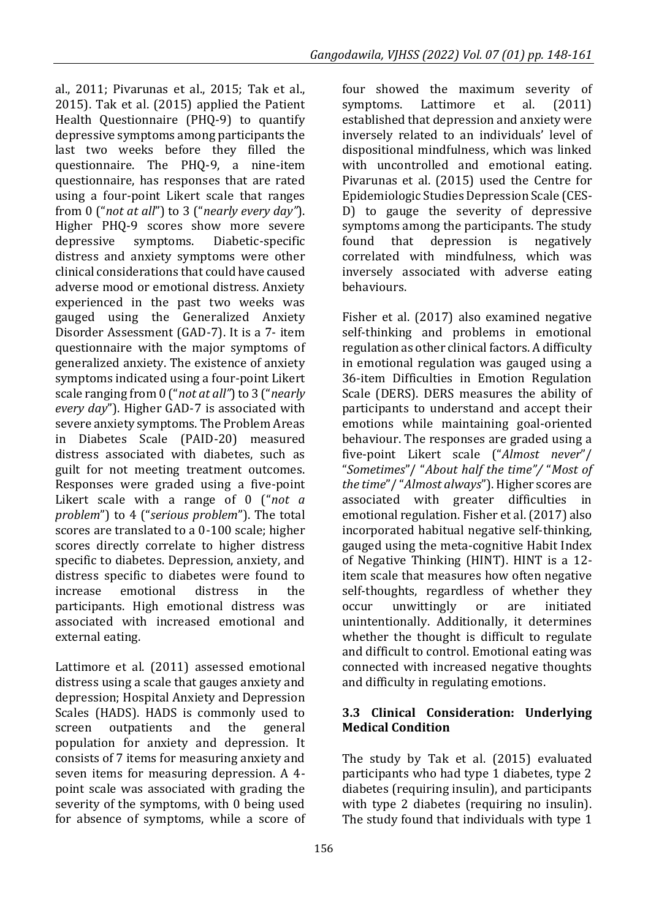al., 2011; Pivarunas et al., 2015; Tak et al., 2015). Tak et al. (2015) applied the Patient Health Questionnaire (PHQ-9) to quantify depressive symptoms among participants the last two weeks before they filled the questionnaire. The PHQ-9, a nine-item questionnaire, has responses that are rated using a four-point Likert scale that ranges from 0 ("*not at all*") to 3 ("*nearly every day*"). Higher PHQ-9 scores show more severe depressive symptoms. Diabetic-specific distress and anxiety symptoms were other clinical considerations that could have caused adverse mood or emotional distress. Anxiety experienced in the past two weeks was gauged using the Generalized Anxiety Disorder Assessment (GAD-7). It is a 7- item questionnaire with the major symptoms of generalized anxiety. The existence of anxiety symptoms indicated using a four-point Likert scale ranging from 0 ("*not at all*") to 3 ("*nearly every day*"). Higher GAD-7 is associated with severe anxiety symptoms. The Problem Areas in Diabetes Scale (PAID-20) measured distress associated with diabetes, such as guilt for not meeting treatment outcomes. Responses were graded using a five-point Likert scale with a range of 0 ("*not a problem*") to 4 ("*serious problem*"). The total scores are translated to a 0-100 scale; higher scores directly correlate to higher distress specific to diabetes. Depression, anxiety, and distress specific to diabetes were found to increase emotional distress in the participants. High emotional distress was associated with increased emotional and external eating.

Lattimore et al. (2011) assessed emotional distress using a scale that gauges anxiety and depression; Hospital Anxiety and Depression Scales (HADS). HADS is commonly used to screen outpatients and the general population for anxiety and depression. It consists of 7 items for measuring anxiety and seven items for measuring depression. A 4-point scale was associated with grading the severity of the symptoms, with 0 being used for absence of symptoms, while a score of four showed the maximum severity of symptoms. Lattimore et al. (2011) established that depression and anxiety were inversely related to an individuals' level of dispositional mindfulness, which was linked with uncontrolled and emotional eating. Pivarunas et al. (2015) used the Centre for Epidemiologic Studies Depression Scale (CES-D) to gauge the severity of depressive symptoms among the participants. The study found that depression is negatively correlated with mindfulness, which was inversely associated with adverse eating behaviours.

Fisher et al. (2017) also examined negative self-thinking and problems in emotional regulation as other clinical factors. A difficulty in emotional regulation was gauged using a 36-item Difficulties in Emotion Regulation Scale (DERS). DERS measures the ability of participants to understand and accept their emotions while maintaining goal-oriented behaviour. The responses are graded using a five-point Likert scale ("*Almost never*"/ "*Sometimes*"/ "*About half the time*"/ "*Most of the time*"/ "*Almost always*"). Higher scores are associated with greater difficulties in emotional regulation. Fisher et al. (2017) also incorporated habitual negative self-thinking, gauged using the meta-cognitive Habit Index of Negative Thinking (HINT). HINT is a 12-item scale that measures how often negative self-thoughts, regardless of whether they occur unwittingly or are initiated unintentionally. Additionally, it determines whether the thought is difficult to regulate and difficult to control. Emotional eating was connected with increased negative thoughts and difficulty in regulating emotions.

### 3.3 Clinical Consideration: Underlying Medical Condition

The study by Tak et al. (2015) evaluated participants who had type 1 diabetes, type 2 diabetes (requiring insulin), and participants with type 2 diabetes (requiring no insulin). The study found that individuals with type 1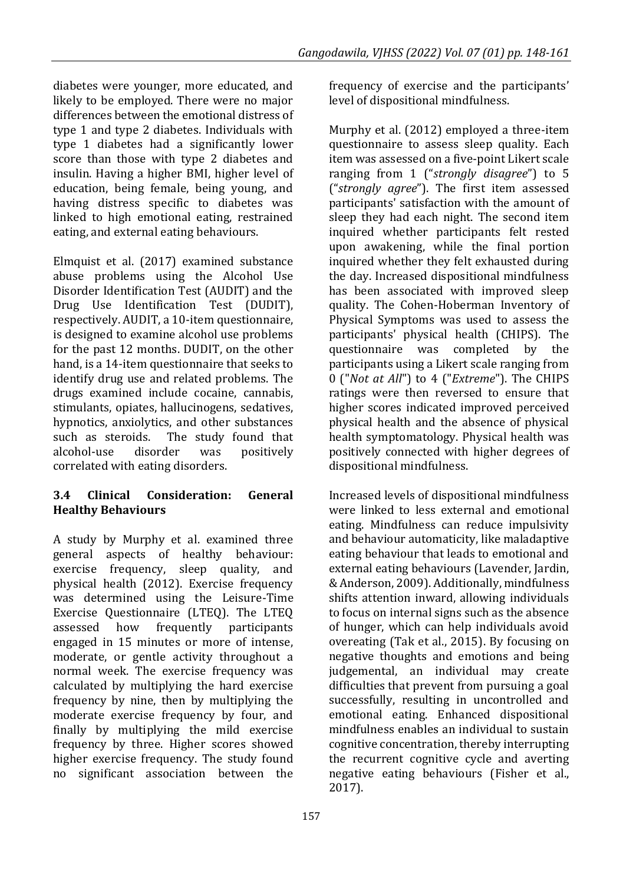diabetes were younger, more educated, and likely to be employed. There were no major differences between the emotional distress of type 1 and type 2 diabetes. Individuals with type 1 diabetes had a significantly lower score than those with type 2 diabetes and insulin. Having a higher BMI, higher level of education, being female, being young, and having distress specific to diabetes was linked to high emotional eating, restrained eating, and external eating behaviours.

Elmquist et al. (2017) examined substance abuse problems using the Alcohol Use Disorder Identification Test (AUDIT) and the Drug Use Identification Test (DUDIT), respectively. AUDIT, a 10-item questionnaire, is designed to examine alcohol use problems for the past 12 months. DUDIT, on the other hand, is a 14-item questionnaire that seeks to identify drug use and related problems. The drugs examined include cocaine, cannabis, stimulants, opiates, hallucinogens, sedatives, hypnotics, anxiolytics, and other substances such as steroids. The study found that alcohol-use disorder was positively correlated with eating disorders.

### 3.4 Clinical Consideration: General Healthy Behaviours

A study by Murphy et al. examined three general aspects of healthy behaviour: exercise frequency, sleep quality, and physical health (2012). Exercise frequency was determined using the Leisure-Time Exercise Questionnaire (LTEQ). The LTEQ assessed how frequently participants engaged in 15 minutes or more of intense, moderate, or gentle activity throughout a normal week. The exercise frequency was calculated by multiplying the hard exercise frequency by nine, then by multiplying the moderate exercise frequency by four, and finally by multiplying the mild exercise frequency by three. Higher scores showed higher exercise frequency. The study found no significant association between the frequency of exercise and the participants' level of dispositional mindfulness.

Murphy et al. (2012) employed a three-item questionnaire to assess sleep quality. Each item was assessed on a five-point Likert scale ranging from 1 ("*strongly disagree*") to 5 ("*strongly agree*"). The first item assessed participants' satisfaction with the amount of sleep they had each night. The second item inquired whether participants felt rested upon awakening, while the final portion inquired whether they felt exhausted during the day. Increased dispositional mindfulness has been associated with improved sleep quality. The Cohen-Hoberman Inventory of Physical Symptoms was used to assess the participants' physical health (CHIPS). The questionnaire was completed by the participants using a Likert scale ranging from 0 ("*Not at All*") to 4 ("*Extreme*"). The CHIPS ratings were then reversed to ensure that higher scores indicated improved perceived physical health and the absence of physical health symptomatology. Physical health was positively connected with higher degrees of dispositional mindfulness.

Increased levels of dispositional mindfulness were linked to less external and emotional eating. Mindfulness can reduce impulsivity and behaviour automaticity, like maladaptive eating behaviour that leads to emotional and external eating behaviours (Lavender, Jardin, & Anderson, 2009). Additionally, mindfulness shifts attention inward, allowing individuals to focus on internal signs such as the absence of hunger, which can help individuals avoid overeating (Tak et al., 2015). By focusing on negative thoughts and emotions and being judgemental, an individual may create difficulties that prevent from pursuing a goal successfully, resulting in uncontrolled and emotional eating. Enhanced dispositional mindfulness enables an individual to sustain cognitive concentration, thereby interrupting the recurrent cognitive cycle and averting negative eating behaviours (Fisher et al., 2017).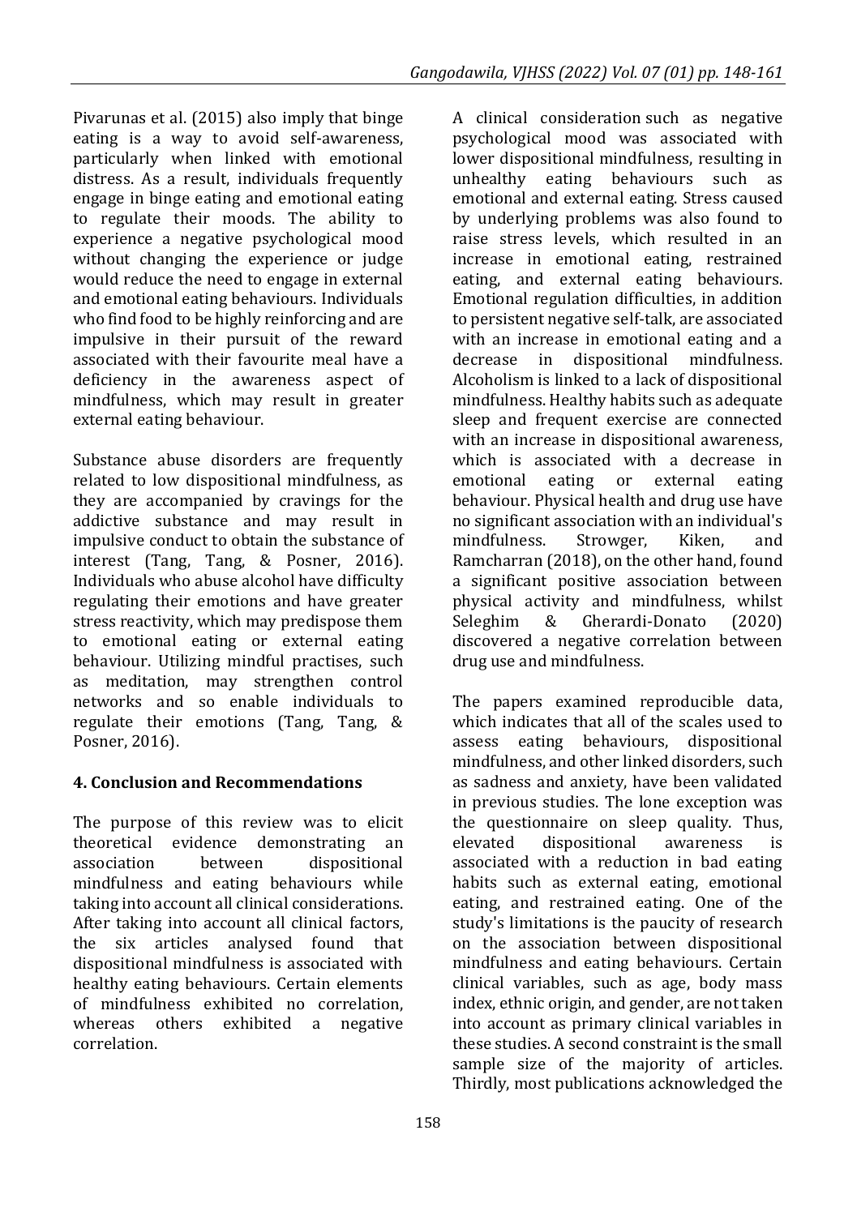Pivarunas et al. (2015) also imply that binge eating is a way to avoid self-awareness, particularly when linked with emotional distress. As a result, individuals frequently engage in binge eating and emotional eating to regulate their moods. The ability to experience a negative psychological mood without changing the experience or judge would reduce the need to engage in external and emotional eating behaviours. Individuals who find food to be highly reinforcing and are impulsive in their pursuit of the reward associated with their favourite meal have a deficiency in the awareness aspect of mindfulness, which may result in greater external eating behaviour.

Substance abuse disorders are frequently related to low dispositional mindfulness, as they are accompanied by cravings for the addictive substance and may result in impulsive conduct to obtain the substance of interest (Tang, Tang, & Posner, 2016). Individuals who abuse alcohol have difficulty regulating their emotions and have greater stress reactivity, which may predispose them to emotional eating or external eating behaviour. Utilizing mindful practises, such as meditation, may strengthen control networks and so enable individuals to regulate their emotions (Tang, Tang, & Posner, 2016).

## 4. Conclusion and Recommendations

The purpose of this review was to elicit theoretical evidence demonstrating an association between dispositional mindfulness and eating behaviours while taking into account all clinical considerations. After taking into account all clinical factors, the six articles analysed found that dispositional mindfulness is associated with healthy eating behaviours. Certain elements of mindfulness exhibited no correlation, whereas others exhibited a negative correlation.

A clinical consideration such as negative psychological mood was associated with lower dispositional mindfulness, resulting in unhealthy eating behaviours such as emotional and external eating. Stress caused by underlying problems was also found to raise stress levels, which resulted in an increase in emotional eating, restrained eating, and external eating behaviours. Emotional regulation difficulties, in addition to persistent negative self-talk, are associated with an increase in emotional eating and a decrease in dispositional mindfulness. Alcoholism is linked to a lack of dispositional mindfulness. Healthy habits such as adequate sleep and frequent exercise are connected with an increase in dispositional awareness, which is associated with a decrease in emotional eating or external eating behaviour. Physical health and drug use have no significant association with an individual's mindfulness. Strowger, Kiken, and Ramcharran (2018), on the other hand, found a significant positive association between physical activity and mindfulness, whilst Seleghim & Gherardi-Donato (2020) discovered a negative correlation between drug use and mindfulness.

The papers examined reproducible data, which indicates that all of the scales used to assess eating behaviours, dispositional mindfulness, and other linked disorders, such as sadness and anxiety, have been validated in previous studies. The lone exception was the questionnaire on sleep quality. Thus, elevated dispositional awareness is associated with a reduction in bad eating habits such as external eating, emotional eating, and restrained eating. One of the study's limitations is the paucity of research on the association between dispositional mindfulness and eating behaviours. Certain clinical variables, such as age, body mass index, ethnic origin, and gender, are not taken into account as primary clinical variables in these studies. A second constraint is the small sample size of the majority of articles. Thirdly, most publications acknowledged the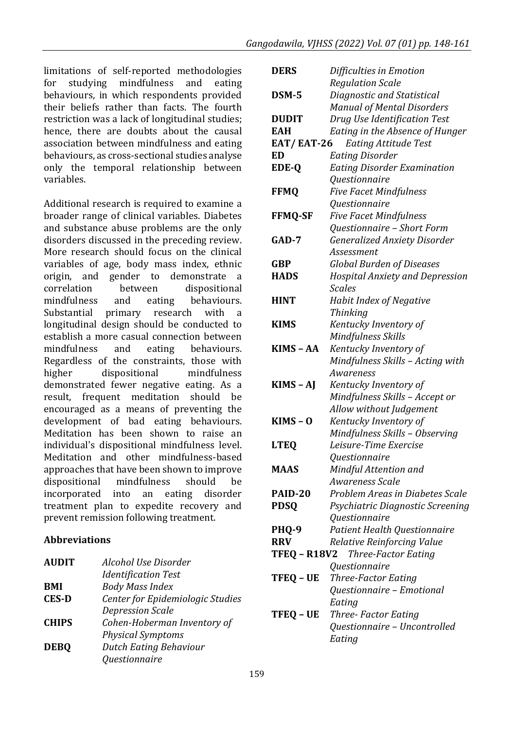limitations of self-reported methodologies for studying mindfulness and eating behaviours, in which respondents provided their beliefs rather than facts. The fourth restriction was a lack of longitudinal studies; hence, there are doubts about the causal association between mindfulness and eating behaviours, as cross-sectional studies analyse only the temporal relationship between variables.

Additional research is required to examine a broader range of clinical variables. Diabetes and substance abuse problems are the only disorders discussed in the preceding review. More research should focus on the clinical variables of age, body mass index, ethnic origin, and gender to demonstrate a correlation between dispositional mindfulness and eating behaviours. Substantial primary research with a longitudinal design should be conducted to establish a more casual connection between mindfulness and eating behaviours. Regardless of the constraints, those with higher dispositional mindfulness demonstrated fewer negative eating. As a result, frequent meditation should be encouraged as a means of preventing the development of bad eating behaviours. Meditation has been shown to raise an individual's dispositional mindfulness level. Meditation and other mindfulness-based approaches that have been shown to improve dispositional mindfulness should be incorporated into an eating disorder treatment plan to expedite recovery and prevent remission following treatment.

## Abbreviations

| | |
|---|---|
| **AUDIT** | *Alcohol Use Disorder Identification Test* |
| **BMI** | *Body Mass Index* |
| **CES-D** | *Center for Epidemiologic Studies Depression Scale* |
| **CHIPS** | *Cohen-Hoberman Inventory of Physical Symptoms* |
| **DEBQ** | *Dutch Eating Behaviour Questionnaire* |
| **DERS** | *Difficulties in Emotion Regulation Scale* |
| **DSM-5** | *Diagnostic and Statistical Manual of Mental Disorders* |
| **DUDIT** | *Drug Use Identification Test* |
| **EAH** | *Eating in the Absence of Hunger* |
| **EAT/ EAT-26** | *Eating Attitude Test* |
| **ED** | *Eating Disorder* |
| **EDE-Q** | *Eating Disorder Examination Questionnaire* |
| **FFMQ** | *Five Facet Mindfulness Questionnaire* |
| **FFMQ-SF** | *Five Facet Mindfulness Questionnaire – Short Form* |
| **GAD-7** | *Generalized Anxiety Disorder Assessment* |
| **GBP** | *Global Burden of Diseases* |
| **HADS** | *Hospital Anxiety and Depression Scales* |
| **HINT** | *Habit Index of Negative Thinking* |
| **KIMS** | *Kentucky Inventory of Mindfulness Skills* |
| **KIMS – AA** | *Kentucky Inventory of Mindfulness Skills – Acting with Awareness* |
| **KIMS – AJ** | *Kentucky Inventory of Mindfulness Skills – Accept or Allow without Judgement* |
| **KIMS – O** | *Kentucky Inventory of Mindfulness Skills – Observing* |
| **LTEQ** | *Leisure-Time Exercise Questionnaire* |
| **MAAS** | *Mindful Attention and Awareness Scale* |
| **PAID-20** | *Problem Areas in Diabetes Scale* |
| **PDSQ** | *Psychiatric Diagnostic Screening Questionnaire* |
| **PHQ-9** | *Patient Health Questionnaire* |
| **RRV** | *Relative Reinforcing Value* |
| **TFEQ – R18V2** | *Three-Factor Eating Questionnaire* |
| **TFEQ – UE** | *Three-Factor Eating Questionnaire – Emotional Eating* |
| **TFEQ – UE** | *Three- Factor Eating Questionnaire – Uncontrolled Eating* |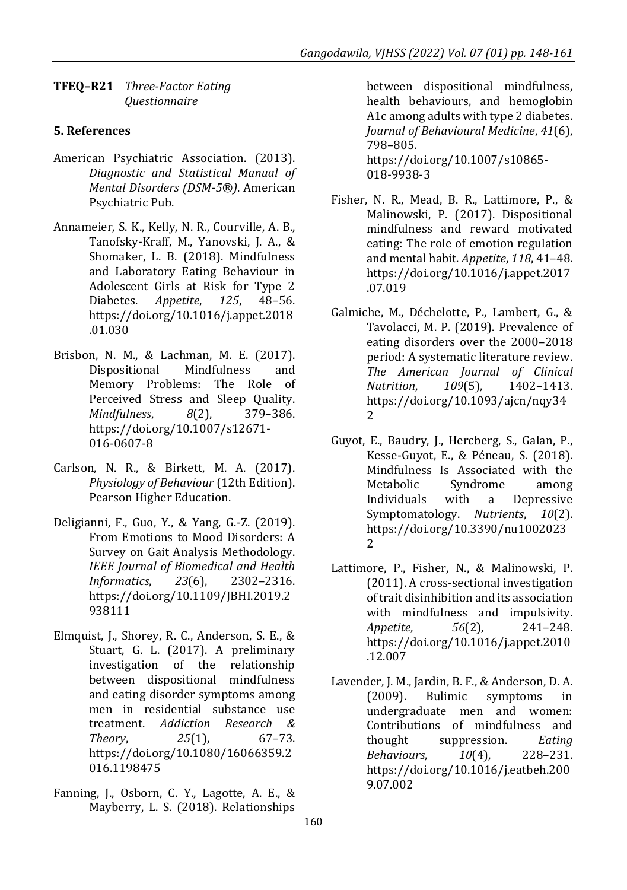**TFEQ–R21** *Three-Factor Eating Questionnaire*

## 5. References

American Psychiatric Association. (2013). *Diagnostic and Statistical Manual of Mental Disorders (DSM-5®)*. American Psychiatric Pub.

Annameier, S. K., Kelly, N. R., Courville, A. B., Tanofsky-Kraff, M., Yanovski, J. A., & Shomaker, L. B. (2018). Mindfulness and Laboratory Eating Behaviour in Adolescent Girls at Risk for Type 2 Diabetes. *Appetite*, *125*, 48–56. https://doi.org/10.1016/j.appet.2018.01.030

Brisbon, N. M., & Lachman, M. E. (2017). Dispositional Mindfulness and Memory Problems: The Role of Perceived Stress and Sleep Quality. *Mindfulness*, *8*(2), 379–386. https://doi.org/10.1007/s12671-016-0607-8

Carlson, N. R., & Birkett, M. A. (2017). *Physiology of Behaviour* (12th Edition). Pearson Higher Education.

Deligianni, F., Guo, Y., & Yang, G.-Z. (2019). From Emotions to Mood Disorders: A Survey on Gait Analysis Methodology. *IEEE Journal of Biomedical and Health Informatics*, *23*(6), 2302–2316. https://doi.org/10.1109/JBHI.2019.2938111

Elmquist, J., Shorey, R. C., Anderson, S. E., & Stuart, G. L. (2017). A preliminary investigation of the relationship between dispositional mindfulness and eating disorder symptoms among men in residential substance use treatment. *Addiction Research & Theory*, *25*(1), 67–73. https://doi.org/10.1080/16066359.2016.1198475

Fanning, J., Osborn, C. Y., Lagotte, A. E., & Mayberry, L. S. (2018). Relationships between dispositional mindfulness, health behaviours, and hemoglobin A1c among adults with type 2 diabetes. *Journal of Behavioural Medicine*, *41*(6), 798–805. https://doi.org/10.1007/s10865-018-9938-3

Fisher, N. R., Mead, B. R., Lattimore, P., & Malinowski, P. (2017). Dispositional mindfulness and reward motivated eating: The role of emotion regulation and mental habit. *Appetite*, *118*, 41–48. https://doi.org/10.1016/j.appet.2017.07.019

Galmiche, M., Déchelotte, P., Lambert, G., & Tavolacci, M. P. (2019). Prevalence of eating disorders over the 2000–2018 period: A systematic literature review. *The American Journal of Clinical Nutrition*, *109*(5), 1402–1413. https://doi.org/10.1093/ajcn/nqy342

Guyot, E., Baudry, J., Hercberg, S., Galan, P., Kesse-Guyot, E., & Péneau, S. (2018). Mindfulness Is Associated with the Metabolic Syndrome among Individuals with a Depressive Symptomatology. *Nutrients*, *10*(2). https://doi.org/10.3390/nu10020232

Lattimore, P., Fisher, N., & Malinowski, P. (2011). A cross-sectional investigation of trait disinhibition and its association with mindfulness and impulsivity. *Appetite*, *56*(2), 241–248. https://doi.org/10.1016/j.appet.2010.12.007

Lavender, J. M., Jardin, B. F., & Anderson, D. A. (2009). Bulimic symptoms in undergraduate men and women: Contributions of mindfulness and thought suppression. *Eating Behaviours*, *10*(4), 228–231. https://doi.org/10.1016/j.eatbeh.2009.07.002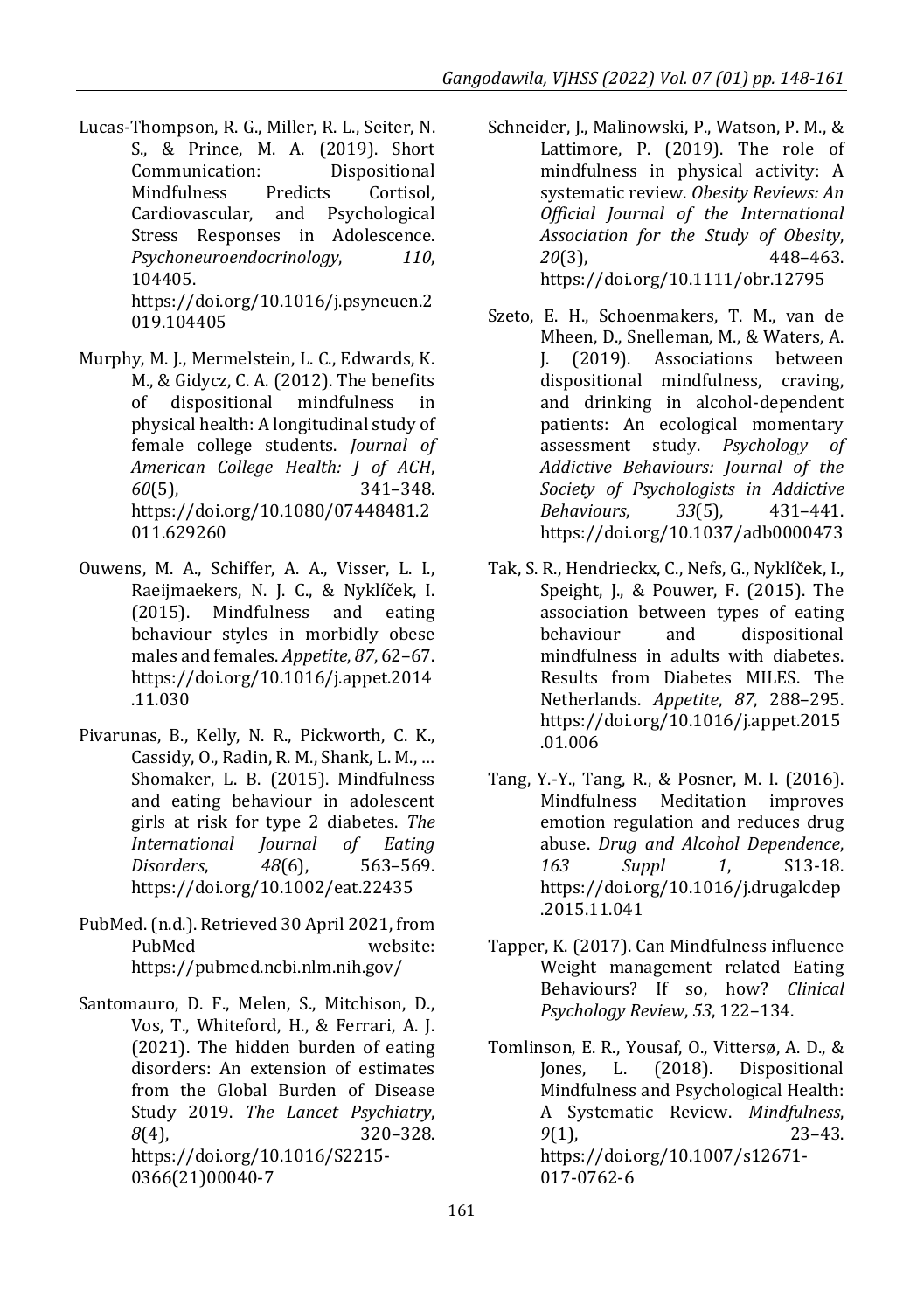Lucas-Thompson, R. G., Miller, R. L., Seiter, N. S., & Prince, M. A. (2019). Short Communication: Dispositional Mindfulness Predicts Cortisol, Cardiovascular, and Psychological Stress Responses in Adolescence. *Psychoneuroendocrinology*, *110*, 104405. https://doi.org/10.1016/j.psyneuen.2019.104405

Murphy, M. J., Mermelstein, L. C., Edwards, K. M., & Gidycz, C. A. (2012). The benefits of dispositional mindfulness in physical health: A longitudinal study of female college students. *Journal of American College Health: J of ACH*, *60*(5), 341–348. https://doi.org/10.1080/07448481.2011.629260

Ouwens, M. A., Schiffer, A. A., Visser, L. I., Raeijmaekers, N. J. C., & Nyklíček, I. (2015). Mindfulness and eating behaviour styles in morbidly obese males and females. *Appetite*, *87*, 62–67. https://doi.org/10.1016/j.appet.2014.11.030

Pivarunas, B., Kelly, N. R., Pickworth, C. K., Cassidy, O., Radin, R. M., Shank, L. M., … Shomaker, L. B. (2015). Mindfulness and eating behaviour in adolescent girls at risk for type 2 diabetes. *The International Journal of Eating Disorders*, *48*(6), 563–569. https://doi.org/10.1002/eat.22435

PubMed. (n.d.). Retrieved 30 April 2021, from PubMed website: https://pubmed.ncbi.nlm.nih.gov/

Santomauro, D. F., Melen, S., Mitchison, D., Vos, T., Whiteford, H., & Ferrari, A. J. (2021). The hidden burden of eating disorders: An extension of estimates from the Global Burden of Disease Study 2019. *The Lancet Psychiatry*, *8*(4), 320–328. https://doi.org/10.1016/S2215-0366(21)00040-7

Schneider, J., Malinowski, P., Watson, P. M., & Lattimore, P. (2019). The role of mindfulness in physical activity: A systematic review. *Obesity Reviews: An Official Journal of the International Association for the Study of Obesity*, *20*(3), 448–463. https://doi.org/10.1111/obr.12795

Szeto, E. H., Schoenmakers, T. M., van de Mheen, D., Snelleman, M., & Waters, A. J. (2019). Associations between dispositional mindfulness, craving, and drinking in alcohol-dependent patients: An ecological momentary assessment study. *Psychology of Addictive Behaviours: Journal of the Society of Psychologists in Addictive Behaviours*, *33*(5), 431–441. https://doi.org/10.1037/adb0000473

Tak, S. R., Hendrieckx, C., Nefs, G., Nyklíček, I., Speight, J., & Pouwer, F. (2015). The association between types of eating behaviour and dispositional mindfulness in adults with diabetes. Results from Diabetes MILES. The Netherlands. *Appetite*, *87*, 288–295. https://doi.org/10.1016/j.appet.2015.01.006

Tang, Y.-Y., Tang, R., & Posner, M. I. (2016). Mindfulness Meditation improves emotion regulation and reduces drug abuse. *Drug and Alcohol Dependence*, *163 Suppl 1*, S13-18. https://doi.org/10.1016/j.drugalcdep.2015.11.041

Tapper, K. (2017). Can Mindfulness influence Weight management related Eating Behaviours? If so, how? *Clinical Psychology Review*, *53*, 122–134.

Tomlinson, E. R., Yousaf, O., Vittersø, A. D., & Jones, L. (2018). Dispositional Mindfulness and Psychological Health: A Systematic Review. *Mindfulness*, *9*(1), 23–43. https://doi.org/10.1007/s12671-017-0762-6